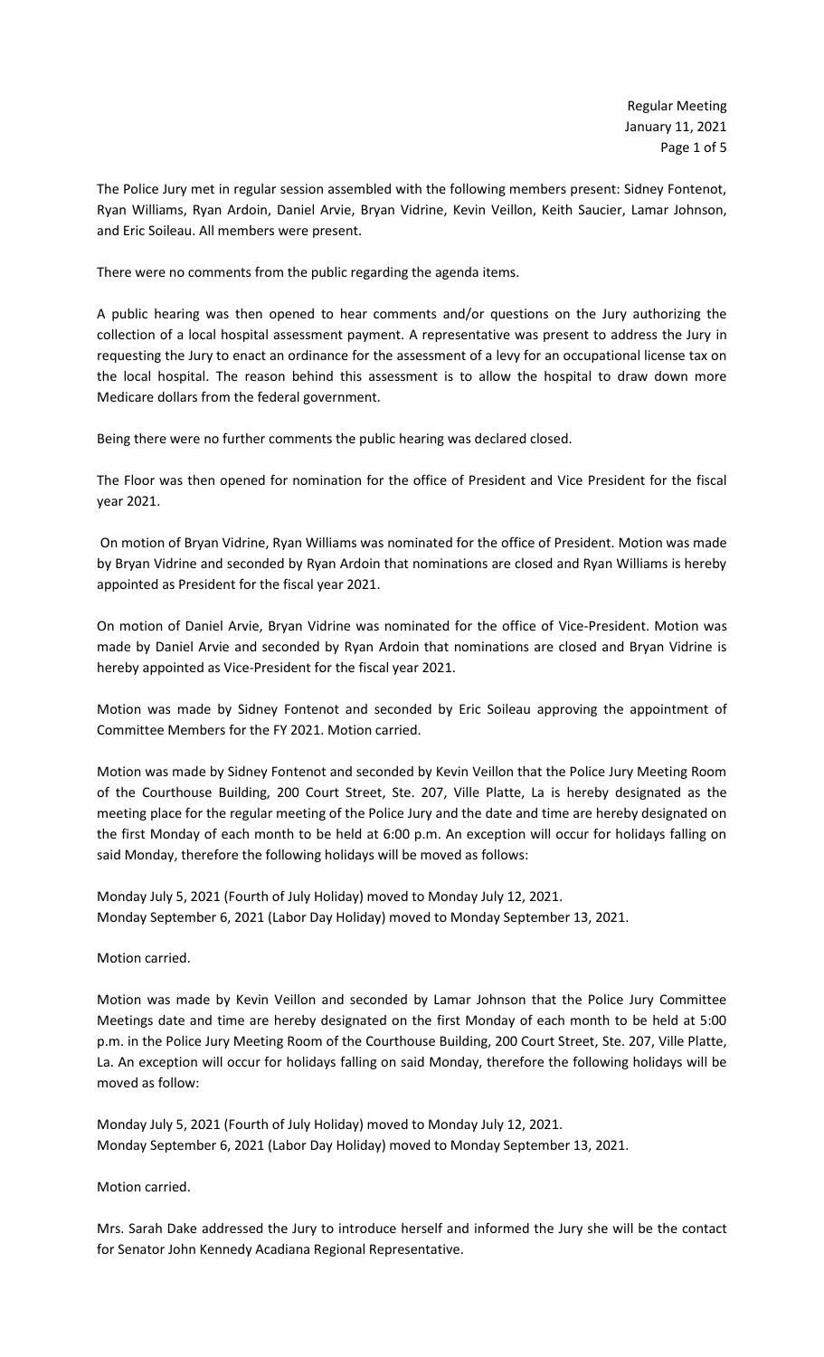The Police Jury met in regular session assembled with the following members present: Sidney Fontenot, Ryan Williams, Ryan Ardoin, Daniel Arvie, Bryan Vidrine, Kevin Veillon, Keith Saucier, Lamar Johnson, and Eric Soileau. All members were present.

There were no comments from the public regarding the agenda items.

A public hearing was then opened to hear comments and/or questions on the Jury authorizing the collection of a local hospital assessment payment. A representative was present to address the Jury in requesting the Jury to enact an ordinance for the assessment of a levy for an occupational license tax on the local hospital. The reason behind this assessment is to allow the hospital to draw down more Medicare dollars from the federal government.

Being there were no further comments the public hearing was declared closed.

The Floor was then opened for nomination for the office of President and Vice President for the fiscal year 2021.

On motion of Bryan Vidrine, Ryan Williams was nominated for the office of President. Motion was made by Bryan Vidrine and seconded by Ryan Ardoin that nominations are closed and Ryan Williams is hereby appointed as President for the fiscal year 2021.

On motion of Daniel Arvie, Bryan Vidrine was nominated for the office of Vice-President. Motion was made by Daniel Arvie and seconded by Ryan Ardoin that nominations are closed and Bryan Vidrine is hereby appointed as Vice-President for the fiscal year 2021.

Motion was made by Sidney Fontenot and seconded by Eric Soileau approving the appointment of Committee Members for the FY 2021. Motion carried.

Motion was made by Sidney Fontenot and seconded by Kevin Veillon that the Police Jury Meeting Room of the Courthouse Building, 200 Court Street, Ste. 207, Ville Platte, La is hereby designated as the meeting place for the regular meeting of the Police Jury and the date and time are hereby designated on the first Monday of each month to be held at 6:00 p.m. An exception will occur for holidays falling on said Monday, therefore the following holidays will be moved as follows:

Monday July 5, 2021 (Fourth of July Holiday) moved to Monday July 12, 2021.
Monday September 6, 2021 (Labor Day Holiday) moved to Monday September 13, 2021.

Motion carried.

Motion was made by Kevin Veillon and seconded by Lamar Johnson that the Police Jury Committee Meetings date and time are hereby designated on the first Monday of each month to be held at 5:00 p.m. in the Police Jury Meeting Room of the Courthouse Building, 200 Court Street, Ste. 207, Ville Platte, La. An exception will occur for holidays falling on said Monday, therefore the following holidays will be moved as follow:

Monday July 5, 2021 (Fourth of July Holiday) moved to Monday July 12, 2021.
Monday September 6, 2021 (Labor Day Holiday) moved to Monday September 13, 2021.

Motion carried.

Mrs. Sarah Dake addressed the Jury to introduce herself and informed the Jury she will be the contact for Senator John Kennedy Acadiana Regional Representative.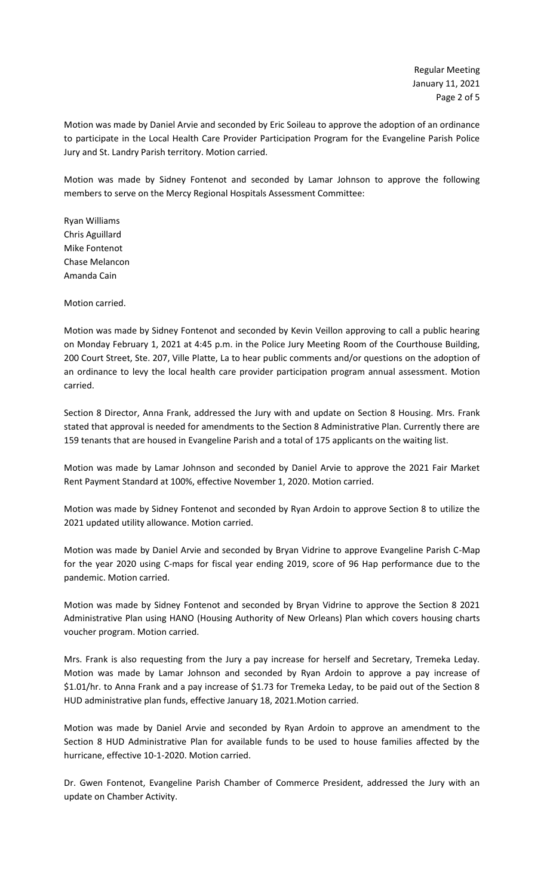Motion was made by Daniel Arvie and seconded by Eric Soileau to approve the adoption of an ordinance to participate in the Local Health Care Provider Participation Program for the Evangeline Parish Police Jury and St. Landry Parish territory. Motion carried.

Motion was made by Sidney Fontenot and seconded by Lamar Johnson to approve the following members to serve on the Mercy Regional Hospitals Assessment Committee:

Ryan Williams
Chris Aguillard
Mike Fontenot
Chase Melancon
Amanda Cain

Motion carried.

Motion was made by Sidney Fontenot and seconded by Kevin Veillon approving to call a public hearing on Monday February 1, 2021 at 4:45 p.m. in the Police Jury Meeting Room of the Courthouse Building, 200 Court Street, Ste. 207, Ville Platte, La to hear public comments and/or questions on the adoption of an ordinance to levy the local health care provider participation program annual assessment. Motion carried.

Section 8 Director, Anna Frank, addressed the Jury with and update on Section 8 Housing. Mrs. Frank stated that approval is needed for amendments to the Section 8 Administrative Plan. Currently there are 159 tenants that are housed in Evangeline Parish and a total of 175 applicants on the waiting list.

Motion was made by Lamar Johnson and seconded by Daniel Arvie to approve the 2021 Fair Market Rent Payment Standard at 100%, effective November 1, 2020. Motion carried.

Motion was made by Sidney Fontenot and seconded by Ryan Ardoin to approve Section 8 to utilize the 2021 updated utility allowance. Motion carried.

Motion was made by Daniel Arvie and seconded by Bryan Vidrine to approve Evangeline Parish C-Map for the year 2020 using C-maps for fiscal year ending 2019, score of 96 Hap performance due to the pandemic. Motion carried.

Motion was made by Sidney Fontenot and seconded by Bryan Vidrine to approve the Section 8 2021 Administrative Plan using HANO (Housing Authority of New Orleans) Plan which covers housing charts voucher program. Motion carried.

Mrs. Frank is also requesting from the Jury a pay increase for herself and Secretary, Tremeka Leday. Motion was made by Lamar Johnson and seconded by Ryan Ardoin to approve a pay increase of $1.01/hr. to Anna Frank and a pay increase of $1.73 for Tremeka Leday, to be paid out of the Section 8 HUD administrative plan funds, effective January 18, 2021.Motion carried.

Motion was made by Daniel Arvie and seconded by Ryan Ardoin to approve an amendment to the Section 8 HUD Administrative Plan for available funds to be used to house families affected by the hurricane, effective 10-1-2020. Motion carried.

Dr. Gwen Fontenot, Evangeline Parish Chamber of Commerce President, addressed the Jury with an update on Chamber Activity.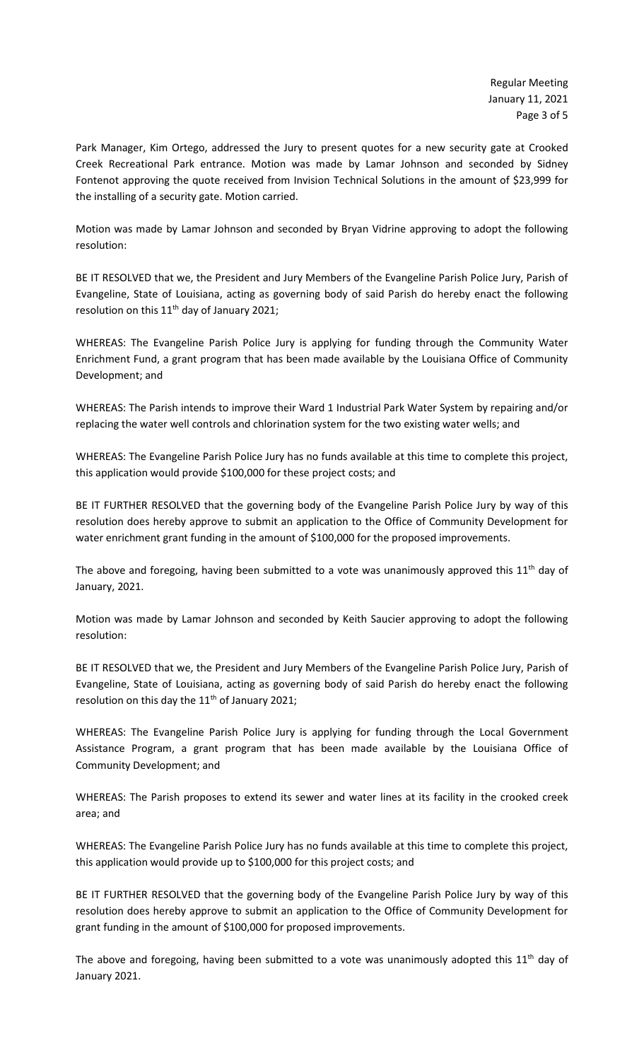Park Manager, Kim Ortego, addressed the Jury to present quotes for a new security gate at Crooked Creek Recreational Park entrance. Motion was made by Lamar Johnson and seconded by Sidney Fontenot approving the quote received from Invision Technical Solutions in the amount of $23,999 for the installing of a security gate. Motion carried.

Motion was made by Lamar Johnson and seconded by Bryan Vidrine approving to adopt the following resolution:

BE IT RESOLVED that we, the President and Jury Members of the Evangeline Parish Police Jury, Parish of Evangeline, State of Louisiana, acting as governing body of said Parish do hereby enact the following resolution on this 11th day of January 2021;

WHEREAS: The Evangeline Parish Police Jury is applying for funding through the Community Water Enrichment Fund, a grant program that has been made available by the Louisiana Office of Community Development; and

WHEREAS: The Parish intends to improve their Ward 1 Industrial Park Water System by repairing and/or replacing the water well controls and chlorination system for the two existing water wells; and

WHEREAS: The Evangeline Parish Police Jury has no funds available at this time to complete this project, this application would provide $100,000 for these project costs; and

BE IT FURTHER RESOLVED that the governing body of the Evangeline Parish Police Jury by way of this resolution does hereby approve to submit an application to the Office of Community Development for water enrichment grant funding in the amount of $100,000 for the proposed improvements.

The above and foregoing, having been submitted to a vote was unanimously approved this 11th day of January, 2021.

Motion was made by Lamar Johnson and seconded by Keith Saucier approving to adopt the following resolution:

BE IT RESOLVED that we, the President and Jury Members of the Evangeline Parish Police Jury, Parish of Evangeline, State of Louisiana, acting as governing body of said Parish do hereby enact the following resolution on this day the 11th of January 2021;

WHEREAS: The Evangeline Parish Police Jury is applying for funding through the Local Government Assistance Program, a grant program that has been made available by the Louisiana Office of Community Development; and

WHEREAS: The Parish proposes to extend its sewer and water lines at its facility in the crooked creek area; and

WHEREAS: The Evangeline Parish Police Jury has no funds available at this time to complete this project, this application would provide up to $100,000 for this project costs; and

BE IT FURTHER RESOLVED that the governing body of the Evangeline Parish Police Jury by way of this resolution does hereby approve to submit an application to the Office of Community Development for grant funding in the amount of $100,000 for proposed improvements.

The above and foregoing, having been submitted to a vote was unanimously adopted this 11th day of January 2021.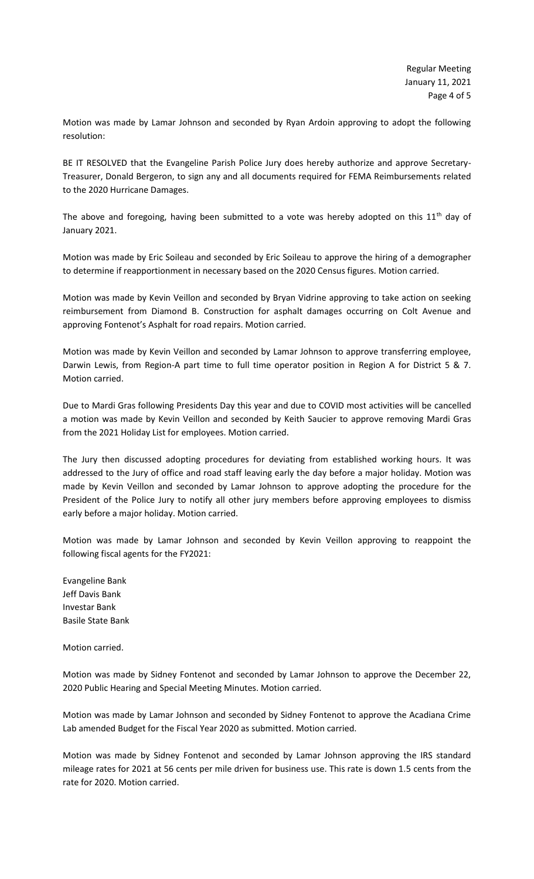Motion was made by Lamar Johnson and seconded by Ryan Ardoin approving to adopt the following resolution:

BE IT RESOLVED that the Evangeline Parish Police Jury does hereby authorize and approve Secretary-Treasurer, Donald Bergeron, to sign any and all documents required for FEMA Reimbursements related to the 2020 Hurricane Damages.

The above and foregoing, having been submitted to a vote was hereby adopted on this 11th day of January 2021.

Motion was made by Eric Soileau and seconded by Eric Soileau to approve the hiring of a demographer to determine if reapportionment in necessary based on the 2020 Census figures. Motion carried.

Motion was made by Kevin Veillon and seconded by Bryan Vidrine approving to take action on seeking reimbursement from Diamond B. Construction for asphalt damages occurring on Colt Avenue and approving Fontenot's Asphalt for road repairs. Motion carried.

Motion was made by Kevin Veillon and seconded by Lamar Johnson to approve transferring employee, Darwin Lewis, from Region-A part time to full time operator position in Region A for District 5 & 7. Motion carried.

Due to Mardi Gras following Presidents Day this year and due to COVID most activities will be cancelled a motion was made by Kevin Veillon and seconded by Keith Saucier to approve removing Mardi Gras from the 2021 Holiday List for employees. Motion carried.

The Jury then discussed adopting procedures for deviating from established working hours. It was addressed to the Jury of office and road staff leaving early the day before a major holiday. Motion was made by Kevin Veillon and seconded by Lamar Johnson to approve adopting the procedure for the President of the Police Jury to notify all other jury members before approving employees to dismiss early before a major holiday. Motion carried.

Motion was made by Lamar Johnson and seconded by Kevin Veillon approving to reappoint the following fiscal agents for the FY2021:

Evangeline Bank
Jeff Davis Bank
Investar Bank
Basile State Bank

Motion carried.

Motion was made by Sidney Fontenot and seconded by Lamar Johnson to approve the December 22, 2020 Public Hearing and Special Meeting Minutes. Motion carried.

Motion was made by Lamar Johnson and seconded by Sidney Fontenot to approve the Acadiana Crime Lab amended Budget for the Fiscal Year 2020 as submitted. Motion carried.

Motion was made by Sidney Fontenot and seconded by Lamar Johnson approving the IRS standard mileage rates for 2021 at 56 cents per mile driven for business use. This rate is down 1.5 cents from the rate for 2020. Motion carried.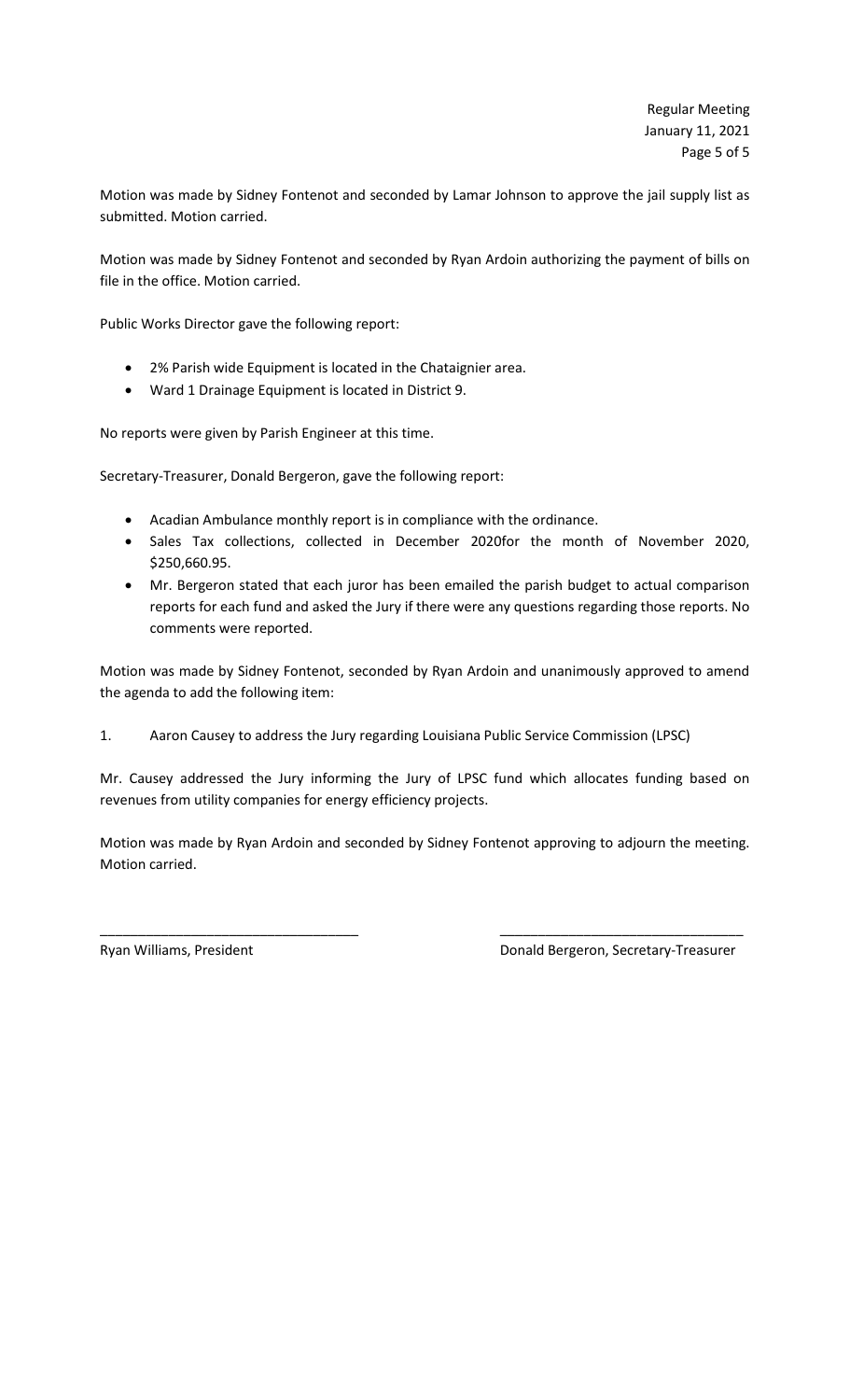Motion was made by Sidney Fontenot and seconded by Lamar Johnson to approve the jail supply list as submitted. Motion carried.

Motion was made by Sidney Fontenot and seconded by Ryan Ardoin authorizing the payment of bills on file in the office. Motion carried.

Public Works Director gave the following report:

- 2% Parish wide Equipment is located in the Chataignier area.
- Ward 1 Drainage Equipment is located in District 9.

No reports were given by Parish Engineer at this time.

Secretary-Treasurer, Donald Bergeron, gave the following report:

- Acadian Ambulance monthly report is in compliance with the ordinance.
- Sales Tax collections, collected in December 2020for the month of November 2020, $250,660.95.
- Mr. Bergeron stated that each juror has been emailed the parish budget to actual comparison reports for each fund and asked the Jury if there were any questions regarding those reports. No comments were reported.

Motion was made by Sidney Fontenot, seconded by Ryan Ardoin and unanimously approved to amend the agenda to add the following item:

1. Aaron Causey to address the Jury regarding Louisiana Public Service Commission (LPSC)

Mr. Causey addressed the Jury informing the Jury of LPSC fund which allocates funding based on revenues from utility companies for energy efficiency projects.

Motion was made by Ryan Ardoin and seconded by Sidney Fontenot approving to adjourn the meeting. Motion carried.

\_\_\_\_\_\_\_\_\_\_\_\_\_\_\_\_\_\_\_\_\_\_\_\_\_\_\_\_\_\_\_\_\_\_ \_\_\_\_\_\_\_\_\_\_\_\_\_\_\_\_\_\_\_\_\_\_\_\_\_\_\_\_\_\_\_\_\_\_

Ryan Williams, President Donald Bergeron, Secretary-Treasurer